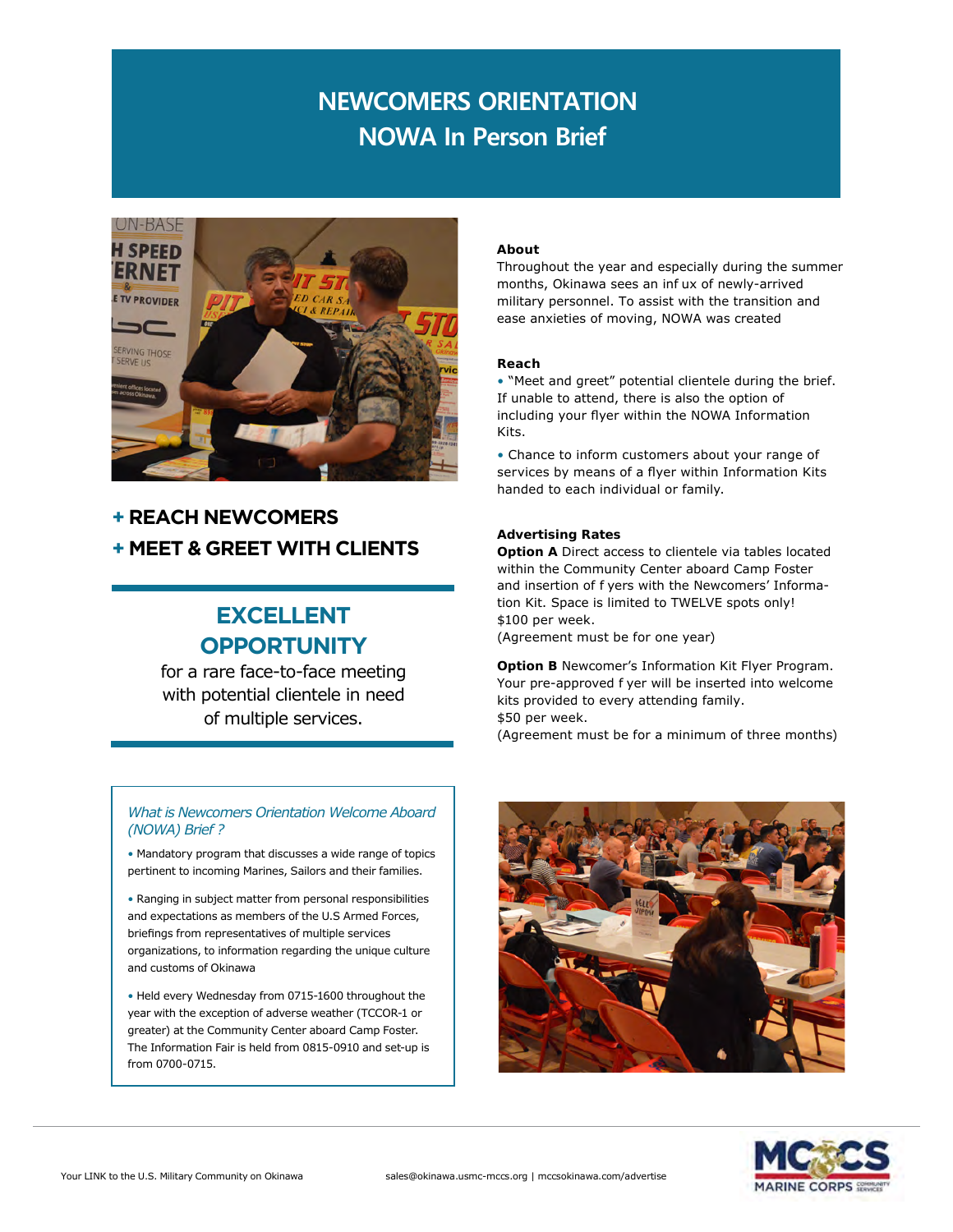# NEWCOMERS ORIENTATION
## NOWA In Person Brief

**+ REACH NEWCOMERS**

**+ MEET & GREET WITH CLIENTS**

## EXCELLENT OPPORTUNITY

for a rare face-to-face meeting with potential clientele in need of multiple services.

### About

Throughout the year and especially during the summer months, Okinawa sees an inf ux of newly-arrived military personnel. To assist with the transition and ease anxieties of moving, NOWA was created

### Reach

- "Meet and greet" potential clientele during the brief. If unable to attend, there is also the option of including your flyer within the NOWA Information Kits.
- Chance to inform customers about your range of services by means of a flyer within Information Kits handed to each individual or family.

### Advertising Rates

**Option A** Direct access to clientele via tables located within the Community Center aboard Camp Foster and insertion of f yers with the Newcomers' Information Kit. Space is limited to TWELVE spots only!
$100 per week.
(Agreement must be for one year)

**Option B** Newcomer's Information Kit Flyer Program. Your pre-approved f yer will be inserted into welcome kits provided to every attending family.
$50 per week.
(Agreement must be for a minimum of three months)

### *What is Newcomers Orientation Welcome Aboard (NOWA) Brief ?*

- Mandatory program that discusses a wide range of topics pertinent to incoming Marines, Sailors and their families.
- Ranging in subject matter from personal responsibilities and expectations as members of the U.S Armed Forces, briefings from representatives of multiple services organizations, to information regarding the unique culture and customs of Okinawa
- Held every Wednesday from 0715-1600 throughout the year with the exception of adverse weather (TCCOR-1 or greater) at the Community Center aboard Camp Foster. The Information Fair is held from 0815-0910 and set-up is from 0700-0715.

Your LINK to the U.S. Military Community on Okinawa

sales@okinawa.usmc-mccs.org | mccsokinawa.com/advertise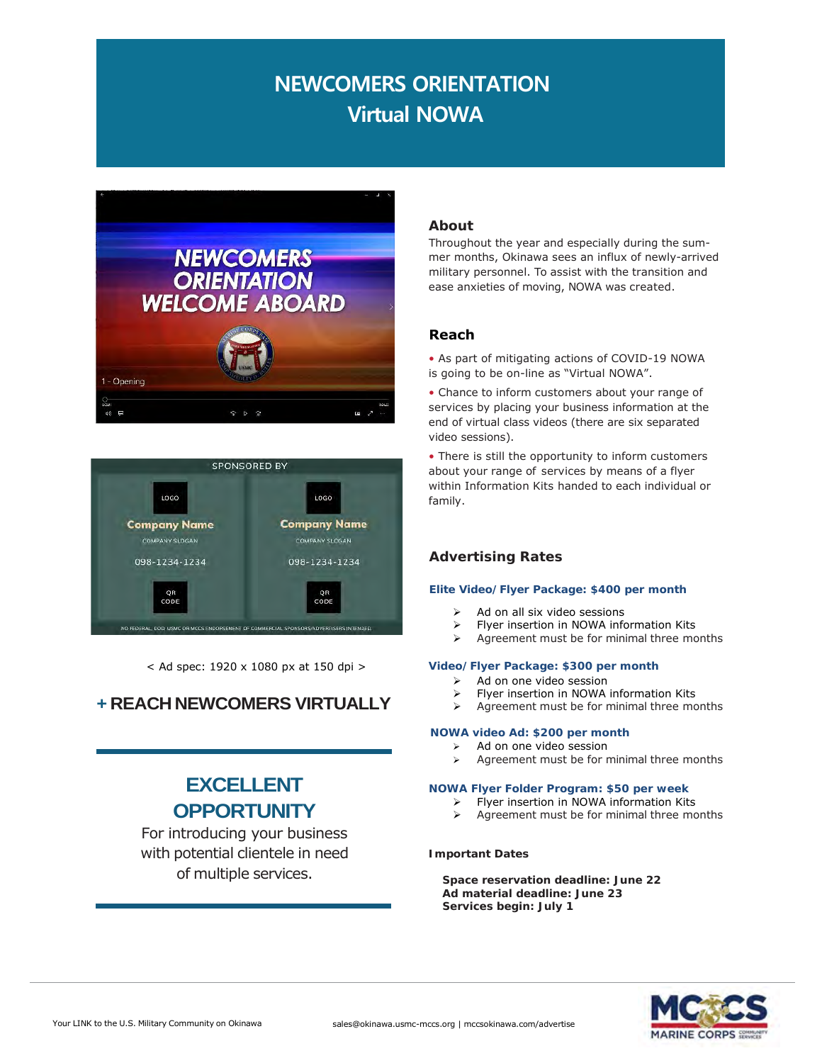# NEWCOMERS ORIENTATION
# Virtual NOWA

< Ad spec: 1920 x 1080 px at 150 dpi >

**+ REACH NEWCOMERS VIRTUALLY**

## EXCELLENT OPPORTUNITY

For introducing your business with potential clientele in need of multiple services.

### About

Throughout the year and especially during the summer months, Okinawa sees an influx of newly-arrived military personnel. To assist with the transition and ease anxieties of moving, NOWA was created.

### Reach

- As part of mitigating actions of COVID-19 NOWA is going to be on-line as "Virtual NOWA".
- Chance to inform customers about your range of services by placing your business information at the end of virtual class videos (there are six separated video sessions).
- There is still the opportunity to inform customers about your range of services by means of a flyer within Information Kits handed to each individual or family.

### Advertising Rates

**Elite Video/Flyer Package: $400 per month**

- Ad on all six video sessions
- Flyer insertion in NOWA information Kits
- Agreement must be for minimal three months

**Video/Flyer Package: $300 per month**

- Ad on one video session
- Flyer insertion in NOWA information Kits
- Agreement must be for minimal three months

**NOWA video Ad: $200 per month**

- Ad on one video session
- Agreement must be for minimal three months

**NOWA Flyer Folder Program: $50 per week**

- Flyer insertion in NOWA information Kits
- Agreement must be for minimal three months

**Important Dates**

**Space reservation deadline: June 22**
**Ad material deadline: June 23**
**Services begin: July 1**

Your LINK to the U.S. Military Community on Okinawa

sales@okinawa.usmc-mccs.org | mccsokinawa.com/advertise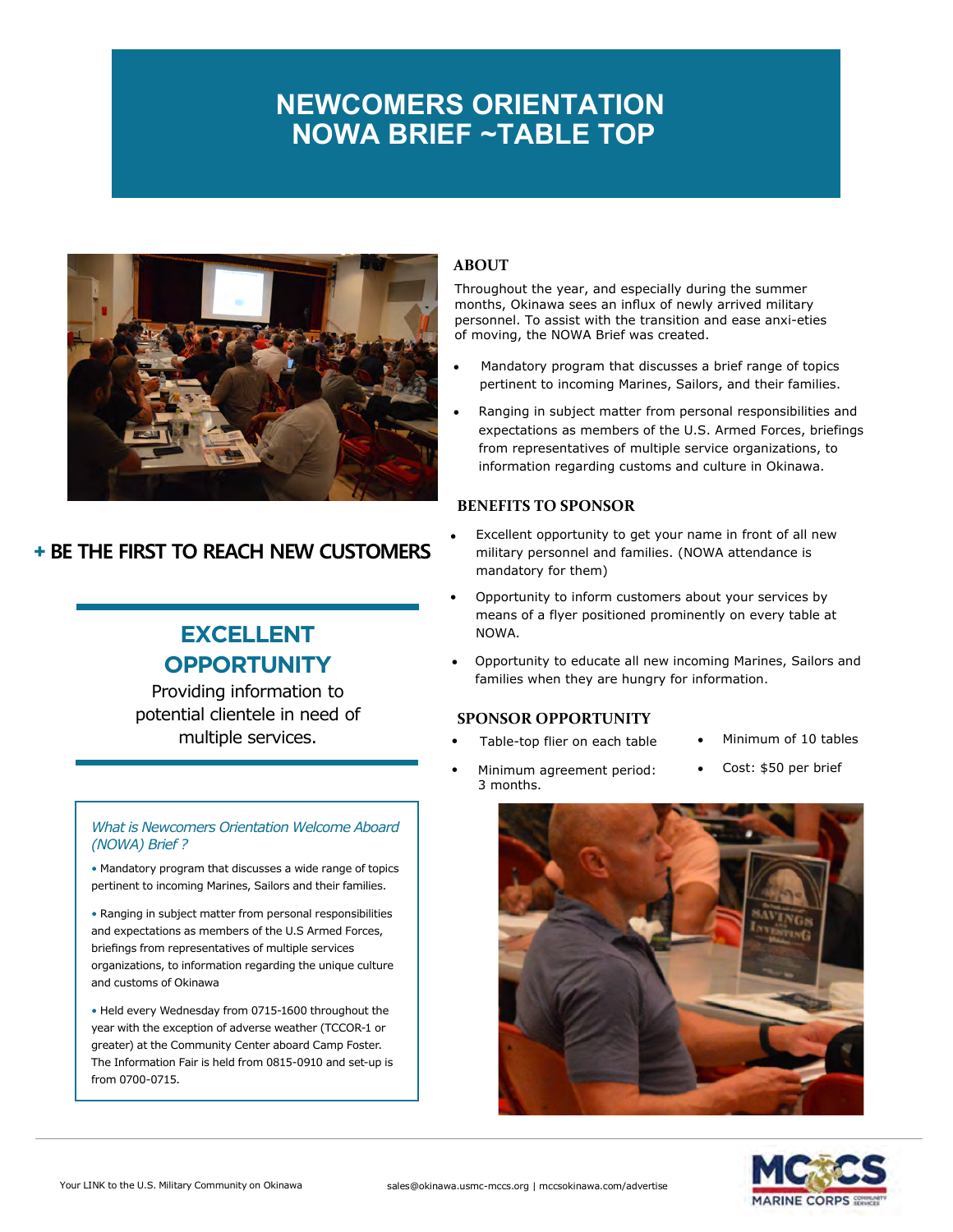# NEWCOMERS ORIENTATION NOWA BRIEF ~TABLE TOP

## ABOUT

Throughout the year, and especially during the summer months, Okinawa sees an influx of newly arrived military personnel. To assist with the transition and ease anxi-eties of moving, the NOWA Brief was created.

- Mandatory program that discusses a brief range of topics pertinent to incoming Marines, Sailors, and their families.
- Ranging in subject matter from personal responsibilities and expectations as members of the U.S. Armed Forces, briefings from representatives of multiple service organizations, to information regarding customs and culture in Okinawa.

## BENEFITS TO SPONSOR

- Excellent opportunity to get your name in front of all new military personnel and families. (NOWA attendance is mandatory for them)
- Opportunity to inform customers about your services by means of a flyer positioned prominently on every table at NOWA.
- Opportunity to educate all new incoming Marines, Sailors and families when they are hungry for information.

## SPONSOR OPPORTUNITY

- Table-top flier on each table
- Minimum agreement period: 3 months.
- Minimum of 10 tables
- Cost: $50 per brief

**+ BE THE FIRST TO REACH NEW CUSTOMERS**

## EXCELLENT OPPORTUNITY

Providing information to potential clientele in need of multiple services.

*What is Newcomers Orientation Welcome Aboard (NOWA) Brief ?*

- Mandatory program that discusses a wide range of topics pertinent to incoming Marines, Sailors and their families.
- Ranging in subject matter from personal responsibilities and expectations as members of the U.S Armed Forces, briefings from representatives of multiple services organizations, to information regarding the unique culture and customs of Okinawa
- Held every Wednesday from 0715-1600 throughout the year with the exception of adverse weather (TCCOR-1 or greater) at the Community Center aboard Camp Foster. The Information Fair is held from 0815-0910 and set-up is from 0700-0715.

Your LINK to the U.S. Military Community on Okinawa

sales@okinawa.usmc-mccs.org | mccsokinawa.com/advertise